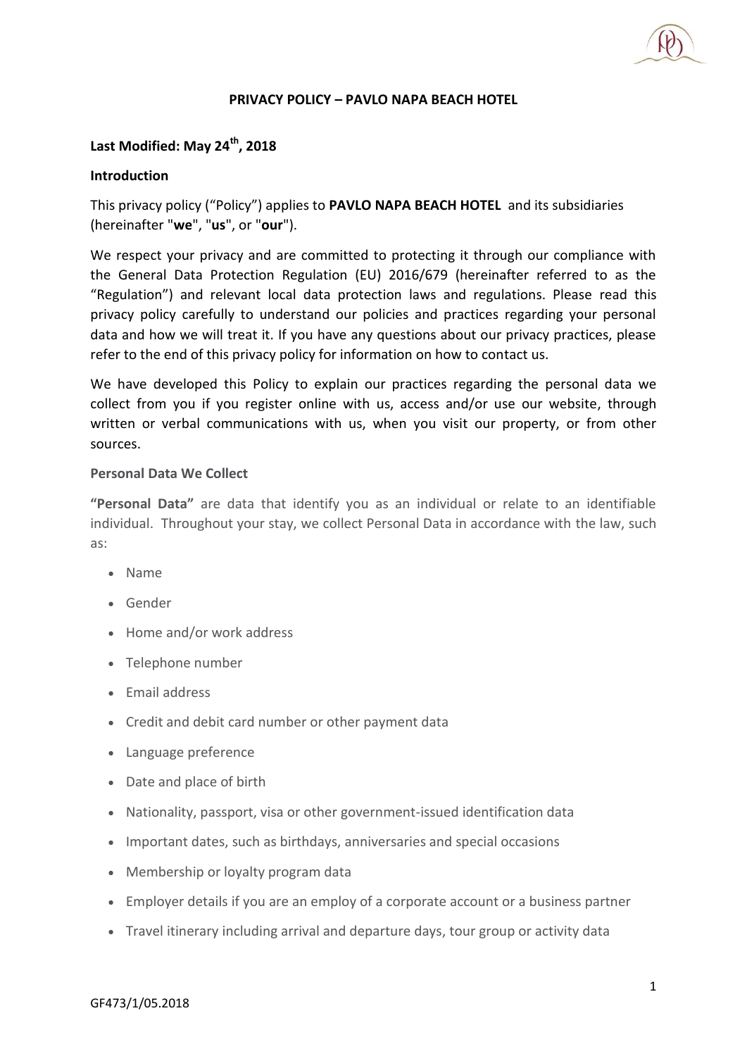# PRIVACY POLICY – PAVLO NAPA BEACH HOTEL

**Last Modified: May 24th, 2018**

**Introduction**

This privacy policy ("Policy") applies to **PAVLO NAPA BEACH HOTEL** and its subsidiaries (hereinafter "**we**", "**us**", or "**our**").

We respect your privacy and are committed to protecting it through our compliance with the General Data Protection Regulation (EU) 2016/679 (hereinafter referred to as the "Regulation") and relevant local data protection laws and regulations. Please read this privacy policy carefully to understand our policies and practices regarding your personal data and how we will treat it. If you have any questions about our privacy practices, please refer to the end of this privacy policy for information on how to contact us.

We have developed this Policy to explain our practices regarding the personal data we collect from you if you register online with us, access and/or use our website, through written or verbal communications with us, when you visit our property, or from other sources.

**Personal Data We Collect**

**"Personal Data"** are data that identify you as an individual or relate to an identifiable individual. Throughout your stay, we collect Personal Data in accordance with the law, such as:

- Name
- Gender
- Home and/or work address
- Telephone number
- Email address
- Credit and debit card number or other payment data
- Language preference
- Date and place of birth
- Nationality, passport, visa or other government-issued identification data
- Important dates, such as birthdays, anniversaries and special occasions
- Membership or loyalty program data
- Employer details if you are an employ of a corporate account or a business partner
- Travel itinerary including arrival and departure days, tour group or activity data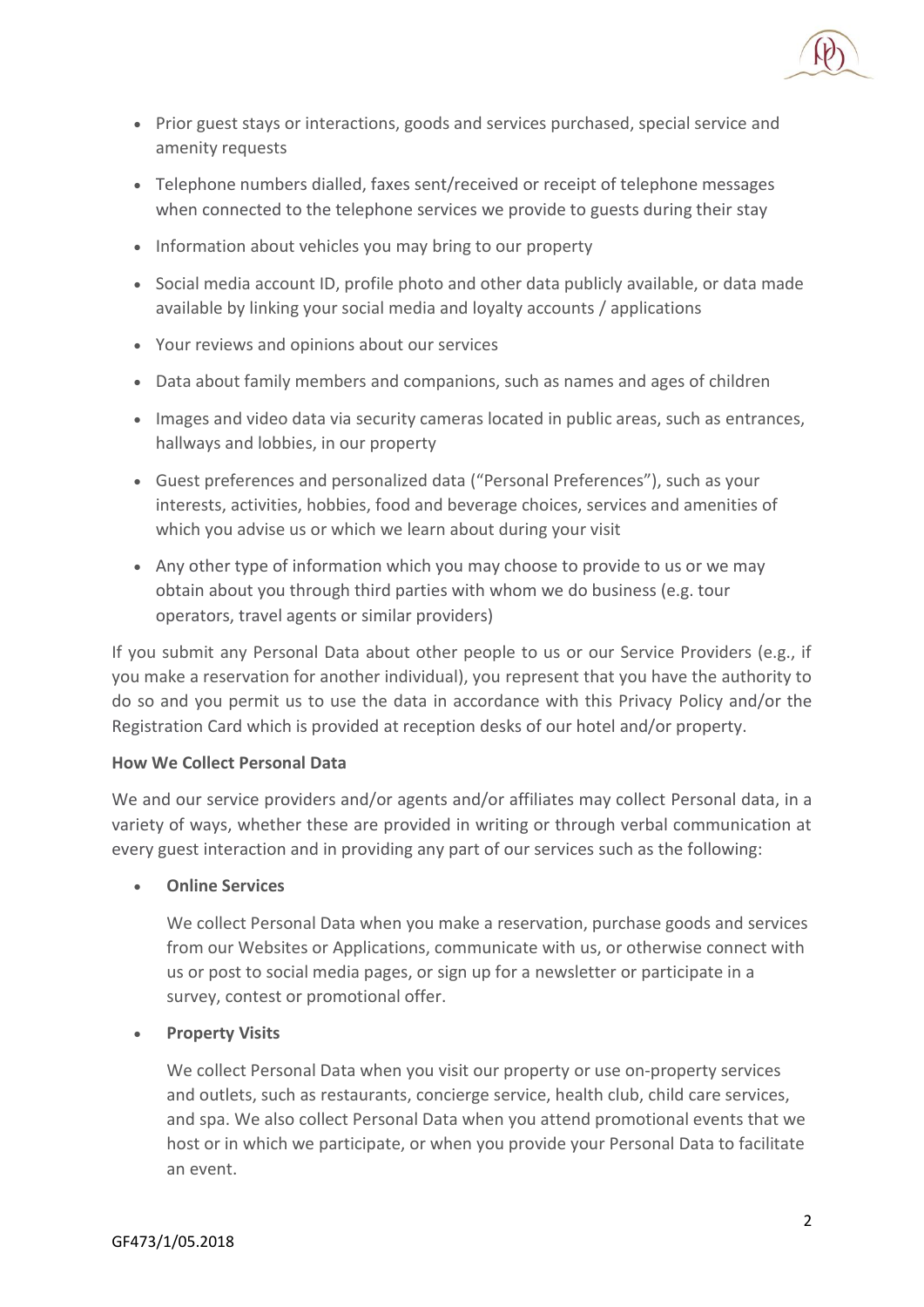- Prior guest stays or interactions, goods and services purchased, special service and amenity requests
- Telephone numbers dialled, faxes sent/received or receipt of telephone messages when connected to the telephone services we provide to guests during their stay
- Information about vehicles you may bring to our property
- Social media account ID, profile photo and other data publicly available, or data made available by linking your social media and loyalty accounts / applications
- Your reviews and opinions about our services
- Data about family members and companions, such as names and ages of children
- Images and video data via security cameras located in public areas, such as entrances, hallways and lobbies, in our property
- Guest preferences and personalized data ("Personal Preferences"), such as your interests, activities, hobbies, food and beverage choices, services and amenities of which you advise us or which we learn about during your visit
- Any other type of information which you may choose to provide to us or we may obtain about you through third parties with whom we do business (e.g. tour operators, travel agents or similar providers)

If you submit any Personal Data about other people to us or our Service Providers (e.g., if you make a reservation for another individual), you represent that you have the authority to do so and you permit us to use the data in accordance with this Privacy Policy and/or the Registration Card which is provided at reception desks of our hotel and/or property.

**How We Collect Personal Data**

We and our service providers and/or agents and/or affiliates may collect Personal data, in a variety of ways, whether these are provided in writing or through verbal communication at every guest interaction and in providing any part of our services such as the following:

- **Online Services**

  We collect Personal Data when you make a reservation, purchase goods and services from our Websites or Applications, communicate with us, or otherwise connect with us or post to social media pages, or sign up for a newsletter or participate in a survey, contest or promotional offer.

- **Property Visits**

  We collect Personal Data when you visit our property or use on-property services and outlets, such as restaurants, concierge service, health club, child care services, and spa. We also collect Personal Data when you attend promotional events that we host or in which we participate, or when you provide your Personal Data to facilitate an event.

GF473/1/05.2018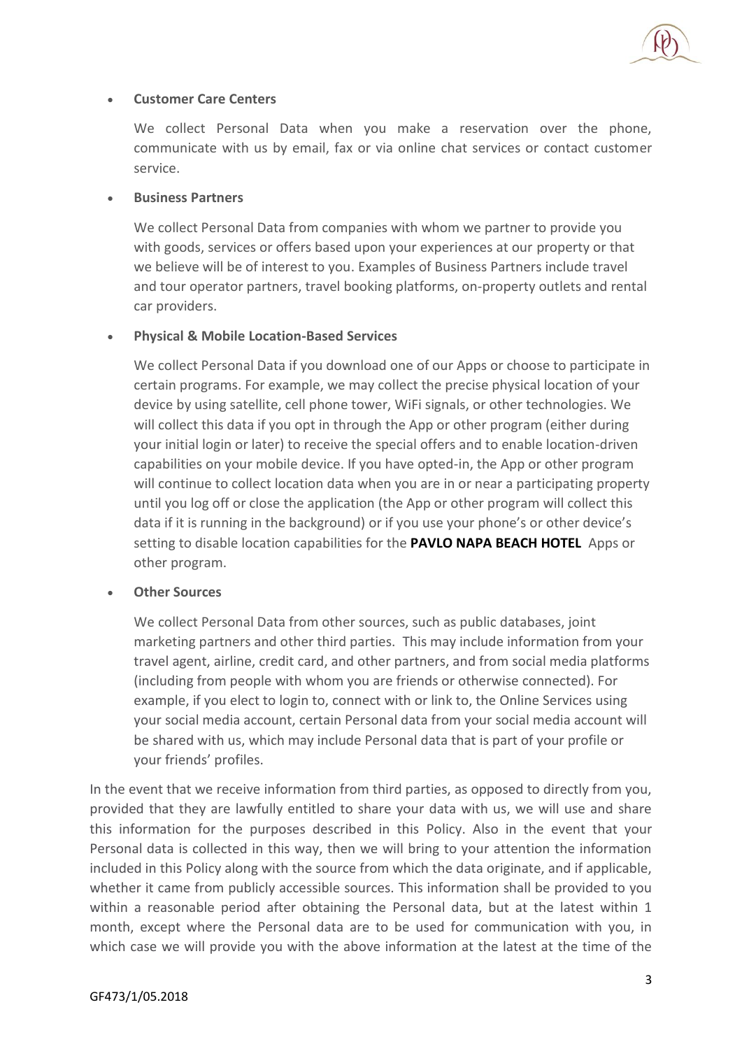- **Customer Care Centers**

  We collect Personal Data when you make a reservation over the phone, communicate with us by email, fax or via online chat services or contact customer service.

- **Business Partners**

  We collect Personal Data from companies with whom we partner to provide you with goods, services or offers based upon your experiences at our property or that we believe will be of interest to you. Examples of Business Partners include travel and tour operator partners, travel booking platforms, on-property outlets and rental car providers.

- **Physical & Mobile Location-Based Services**

  We collect Personal Data if you download one of our Apps or choose to participate in certain programs. For example, we may collect the precise physical location of your device by using satellite, cell phone tower, WiFi signals, or other technologies. We will collect this data if you opt in through the App or other program (either during your initial login or later) to receive the special offers and to enable location-driven capabilities on your mobile device. If you have opted-in, the App or other program will continue to collect location data when you are in or near a participating property until you log off or close the application (the App or other program will collect this data if it is running in the background) or if you use your phone's or other device's setting to disable location capabilities for the **PAVLO NAPA BEACH HOTEL** Apps or other program.

- **Other Sources**

  We collect Personal Data from other sources, such as public databases, joint marketing partners and other third parties. This may include information from your travel agent, airline, credit card, and other partners, and from social media platforms (including from people with whom you are friends or otherwise connected). For example, if you elect to login to, connect with or link to, the Online Services using your social media account, certain Personal data from your social media account will be shared with us, which may include Personal data that is part of your profile or your friends' profiles.

In the event that we receive information from third parties, as opposed to directly from you, provided that they are lawfully entitled to share your data with us, we will use and share this information for the purposes described in this Policy. Also in the event that your Personal data is collected in this way, then we will bring to your attention the information included in this Policy along with the source from which the data originate, and if applicable, whether it came from publicly accessible sources. This information shall be provided to you within a reasonable period after obtaining the Personal data, but at the latest within 1 month, except where the Personal data are to be used for communication with you, in which case we will provide you with the above information at the latest at the time of the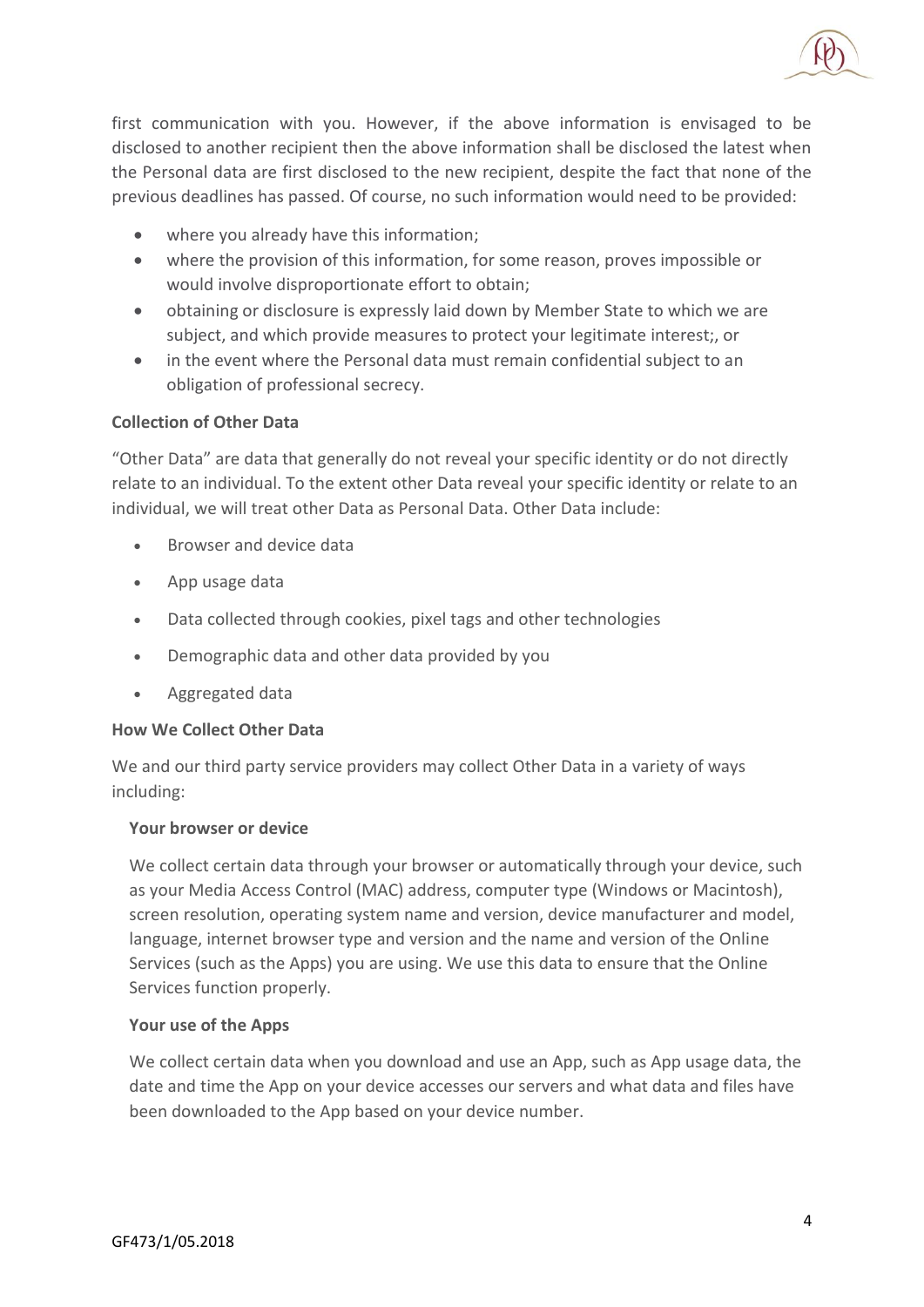first communication with you. However, if the above information is envisaged to be disclosed to another recipient then the above information shall be disclosed the latest when the Personal data are first disclosed to the new recipient, despite the fact that none of the previous deadlines has passed. Of course, no such information would need to be provided:

- where you already have this information;
- where the provision of this information, for some reason, proves impossible or would involve disproportionate effort to obtain;
- obtaining or disclosure is expressly laid down by Member State to which we are subject, and which provide measures to protect your legitimate interest;, or
- in the event where the Personal data must remain confidential subject to an obligation of professional secrecy.

**Collection of Other Data**

"Other Data" are data that generally do not reveal your specific identity or do not directly relate to an individual. To the extent other Data reveal your specific identity or relate to an individual, we will treat other Data as Personal Data. Other Data include:

- Browser and device data
- App usage data
- Data collected through cookies, pixel tags and other technologies
- Demographic data and other data provided by you
- Aggregated data

**How We Collect Other Data**

We and our third party service providers may collect Other Data in a variety of ways including:

**Your browser or device**

We collect certain data through your browser or automatically through your device, such as your Media Access Control (MAC) address, computer type (Windows or Macintosh), screen resolution, operating system name and version, device manufacturer and model, language, internet browser type and version and the name and version of the Online Services (such as the Apps) you are using. We use this data to ensure that the Online Services function properly.

**Your use of the Apps**

We collect certain data when you download and use an App, such as App usage data, the date and time the App on your device accesses our servers and what data and files have been downloaded to the App based on your device number.

GF473/1/05.2018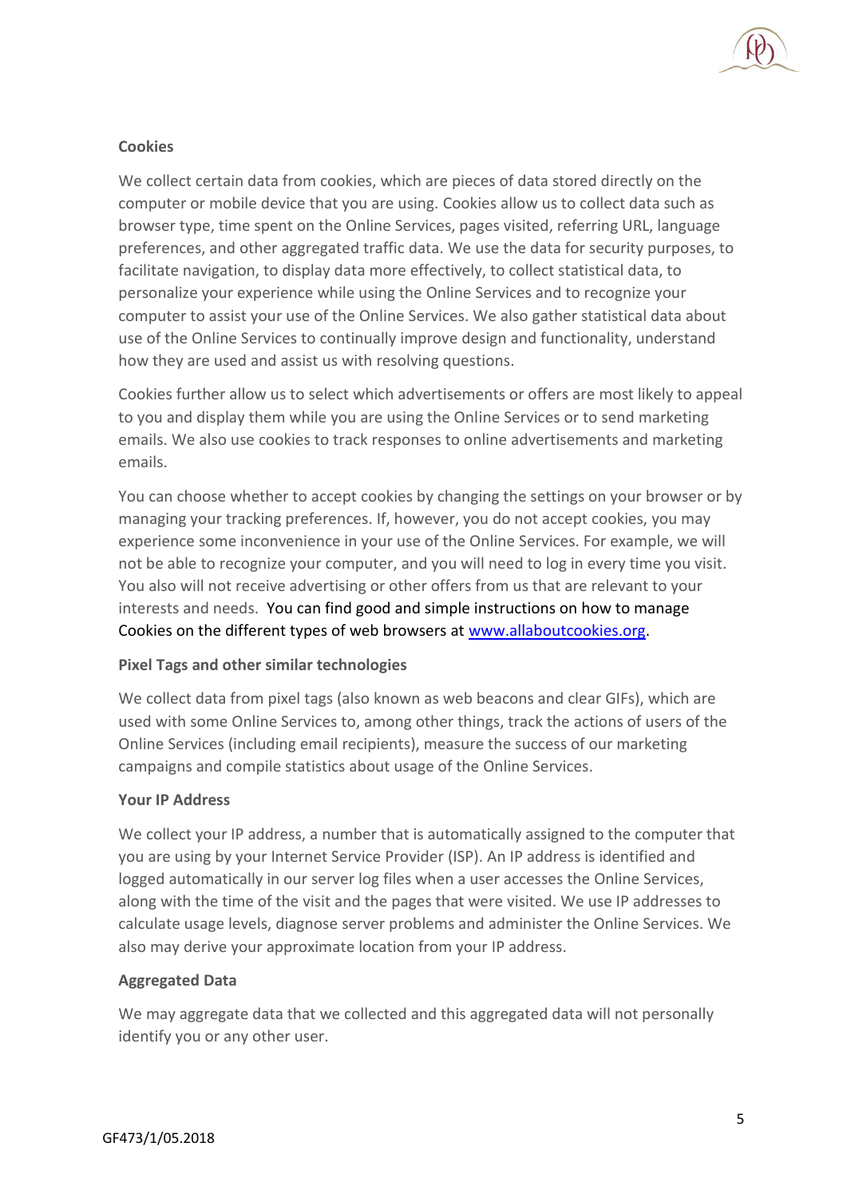**Cookies**

We collect certain data from cookies, which are pieces of data stored directly on the computer or mobile device that you are using. Cookies allow us to collect data such as browser type, time spent on the Online Services, pages visited, referring URL, language preferences, and other aggregated traffic data. We use the data for security purposes, to facilitate navigation, to display data more effectively, to collect statistical data, to personalize your experience while using the Online Services and to recognize your computer to assist your use of the Online Services. We also gather statistical data about use of the Online Services to continually improve design and functionality, understand how they are used and assist us with resolving questions.

Cookies further allow us to select which advertisements or offers are most likely to appeal to you and display them while you are using the Online Services or to send marketing emails. We also use cookies to track responses to online advertisements and marketing emails.

You can choose whether to accept cookies by changing the settings on your browser or by managing your tracking preferences. If, however, you do not accept cookies, you may experience some inconvenience in your use of the Online Services. For example, we will not be able to recognize your computer, and you will need to log in every time you visit. You also will not receive advertising or other offers from us that are relevant to your interests and needs. You can find good and simple instructions on how to manage Cookies on the different types of web browsers at [www.allaboutcookies.org](http://www.allaboutcookies.org).

**Pixel Tags and other similar technologies**

We collect data from pixel tags (also known as web beacons and clear GIFs), which are used with some Online Services to, among other things, track the actions of users of the Online Services (including email recipients), measure the success of our marketing campaigns and compile statistics about usage of the Online Services.

**Your IP Address**

We collect your IP address, a number that is automatically assigned to the computer that you are using by your Internet Service Provider (ISP). An IP address is identified and logged automatically in our server log files when a user accesses the Online Services, along with the time of the visit and the pages that were visited. We use IP addresses to calculate usage levels, diagnose server problems and administer the Online Services. We also may derive your approximate location from your IP address.

**Aggregated Data**

We may aggregate data that we collected and this aggregated data will not personally identify you or any other user.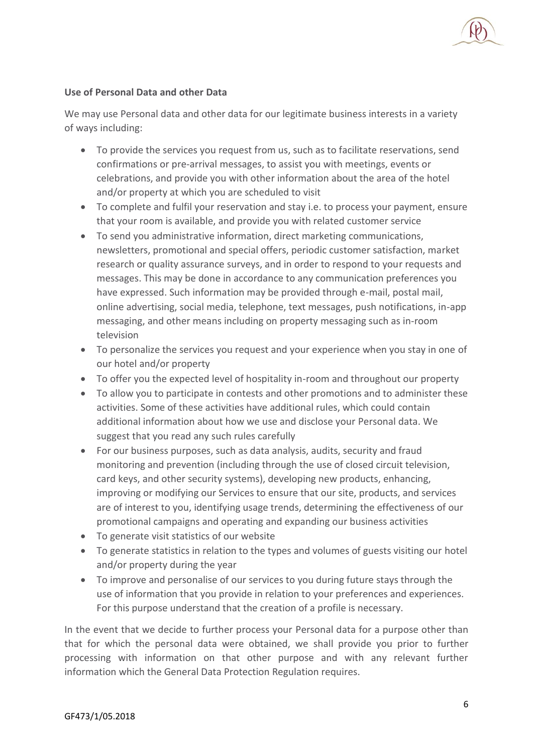**Use of Personal Data and other Data**

We may use Personal data and other data for our legitimate business interests in a variety of ways including:

- To provide the services you request from us, such as to facilitate reservations, send confirmations or pre-arrival messages, to assist you with meetings, events or celebrations, and provide you with other information about the area of the hotel and/or property at which you are scheduled to visit
- To complete and fulfil your reservation and stay i.e. to process your payment, ensure that your room is available, and provide you with related customer service
- To send you administrative information, direct marketing communications, newsletters, promotional and special offers, periodic customer satisfaction, market research or quality assurance surveys, and in order to respond to your requests and messages. This may be done in accordance to any communication preferences you have expressed. Such information may be provided through e-mail, postal mail, online advertising, social media, telephone, text messages, push notifications, in-app messaging, and other means including on property messaging such as in-room television
- To personalize the services you request and your experience when you stay in one of our hotel and/or property
- To offer you the expected level of hospitality in-room and throughout our property
- To allow you to participate in contests and other promotions and to administer these activities. Some of these activities have additional rules, which could contain additional information about how we use and disclose your Personal data. We suggest that you read any such rules carefully
- For our business purposes, such as data analysis, audits, security and fraud monitoring and prevention (including through the use of closed circuit television, card keys, and other security systems), developing new products, enhancing, improving or modifying our Services to ensure that our site, products, and services are of interest to you, identifying usage trends, determining the effectiveness of our promotional campaigns and operating and expanding our business activities
- To generate visit statistics of our website
- To generate statistics in relation to the types and volumes of guests visiting our hotel and/or property during the year
- To improve and personalise of our services to you during future stays through the use of information that you provide in relation to your preferences and experiences. For this purpose understand that the creation of a profile is necessary.

In the event that we decide to further process your Personal data for a purpose other than that for which the personal data were obtained, we shall provide you prior to further processing with information on that other purpose and with any relevant further information which the General Data Protection Regulation requires.

GF473/1/05.2018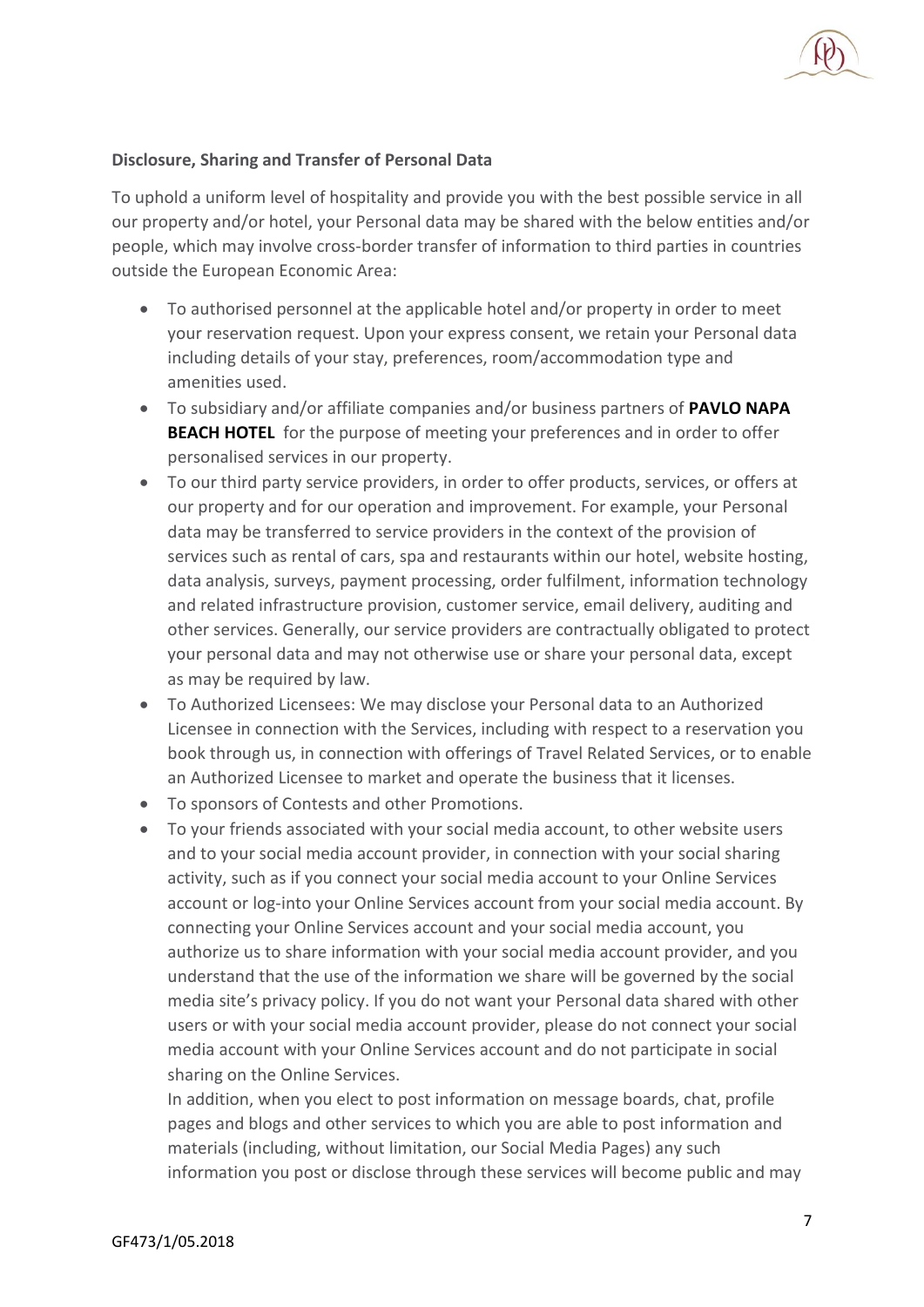**Disclosure, Sharing and Transfer of Personal Data**

To uphold a uniform level of hospitality and provide you with the best possible service in all our property and/or hotel, your Personal data may be shared with the below entities and/or people, which may involve cross-border transfer of information to third parties in countries outside the European Economic Area:

- To authorised personnel at the applicable hotel and/or property in order to meet your reservation request. Upon your express consent, we retain your Personal data including details of your stay, preferences, room/accommodation type and amenities used.
- To subsidiary and/or affiliate companies and/or business partners of **PAVLO NAPA BEACH HOTEL** for the purpose of meeting your preferences and in order to offer personalised services in our property.
- To our third party service providers, in order to offer products, services, or offers at our property and for our operation and improvement. For example, your Personal data may be transferred to service providers in the context of the provision of services such as rental of cars, spa and restaurants within our hotel, website hosting, data analysis, surveys, payment processing, order fulfilment, information technology and related infrastructure provision, customer service, email delivery, auditing and other services. Generally, our service providers are contractually obligated to protect your personal data and may not otherwise use or share your personal data, except as may be required by law.
- To Authorized Licensees: We may disclose your Personal data to an Authorized Licensee in connection with the Services, including with respect to a reservation you book through us, in connection with offerings of Travel Related Services, or to enable an Authorized Licensee to market and operate the business that it licenses.
- To sponsors of Contests and other Promotions.
- To your friends associated with your social media account, to other website users and to your social media account provider, in connection with your social sharing activity, such as if you connect your social media account to your Online Services account or log-into your Online Services account from your social media account. By connecting your Online Services account and your social media account, you authorize us to share information with your social media account provider, and you understand that the use of the information we share will be governed by the social media site's privacy policy. If you do not want your Personal data shared with other users or with your social media account provider, please do not connect your social media account with your Online Services account and do not participate in social sharing on the Online Services.

  In addition, when you elect to post information on message boards, chat, profile pages and blogs and other services to which you are able to post information and materials (including, without limitation, our Social Media Pages) any such information you post or disclose through these services will become public and may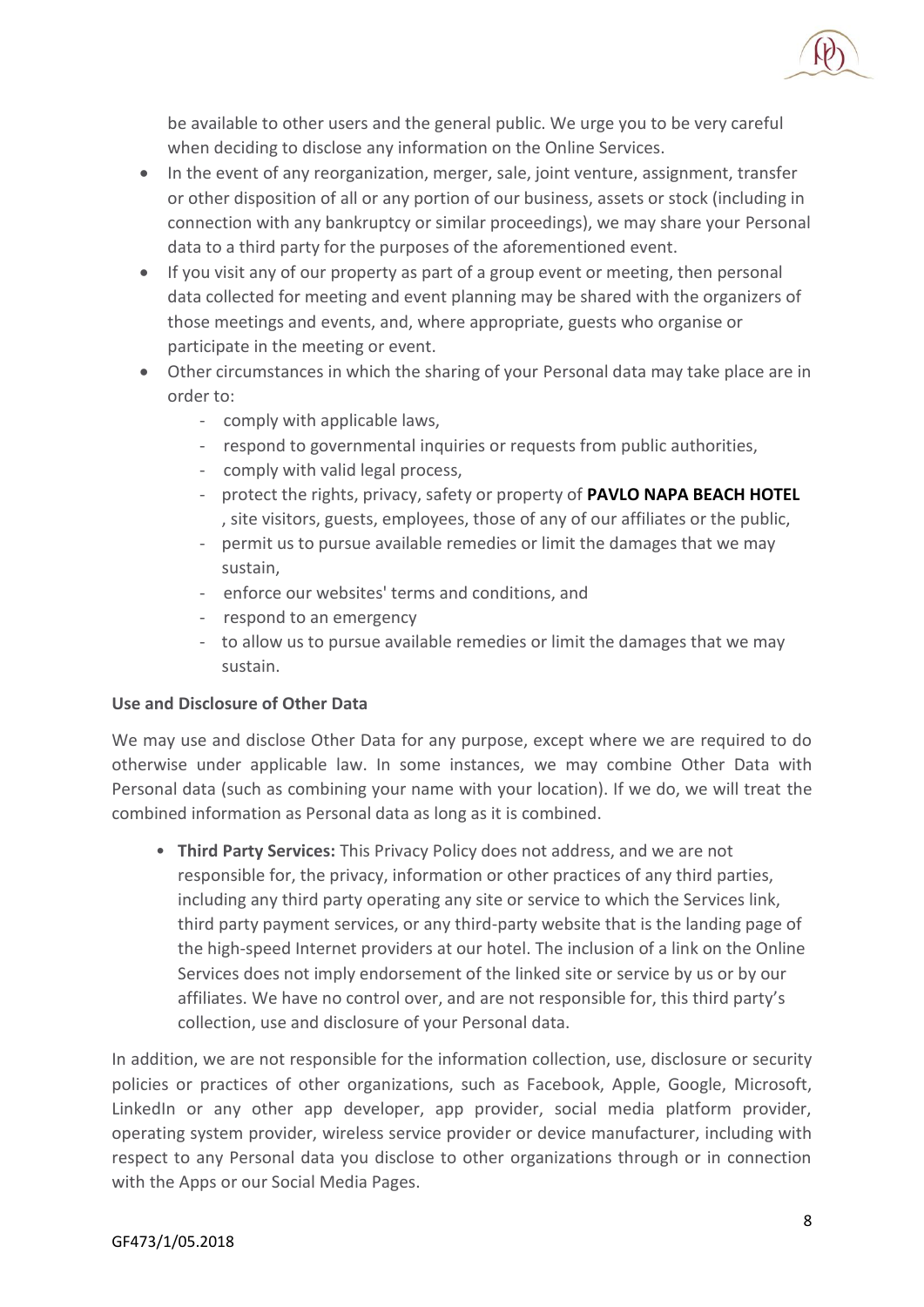be available to other users and the general public. We urge you to be very careful when deciding to disclose any information on the Online Services.

- In the event of any reorganization, merger, sale, joint venture, assignment, transfer or other disposition of all or any portion of our business, assets or stock (including in connection with any bankruptcy or similar proceedings), we may share your Personal data to a third party for the purposes of the aforementioned event.
- If you visit any of our property as part of a group event or meeting, then personal data collected for meeting and event planning may be shared with the organizers of those meetings and events, and, where appropriate, guests who organise or participate in the meeting or event.
- Other circumstances in which the sharing of your Personal data may take place are in order to:
  - comply with applicable laws,
  - respond to governmental inquiries or requests from public authorities,
  - comply with valid legal process,
  - protect the rights, privacy, safety or property of **PAVLO NAPA BEACH HOTEL** , site visitors, guests, employees, those of any of our affiliates or the public,
  - permit us to pursue available remedies or limit the damages that we may sustain,
  - enforce our websites' terms and conditions, and
  - respond to an emergency
  - to allow us to pursue available remedies or limit the damages that we may sustain.

**Use and Disclosure of Other Data**

We may use and disclose Other Data for any purpose, except where we are required to do otherwise under applicable law. In some instances, we may combine Other Data with Personal data (such as combining your name with your location). If we do, we will treat the combined information as Personal data as long as it is combined.

- **Third Party Services:** This Privacy Policy does not address, and we are not responsible for, the privacy, information or other practices of any third parties, including any third party operating any site or service to which the Services link, third party payment services, or any third-party website that is the landing page of the high-speed Internet providers at our hotel. The inclusion of a link on the Online Services does not imply endorsement of the linked site or service by us or by our affiliates. We have no control over, and are not responsible for, this third party's collection, use and disclosure of your Personal data.

In addition, we are not responsible for the information collection, use, disclosure or security policies or practices of other organizations, such as Facebook, Apple, Google, Microsoft, LinkedIn or any other app developer, app provider, social media platform provider, operating system provider, wireless service provider or device manufacturer, including with respect to any Personal data you disclose to other organizations through or in connection with the Apps or our Social Media Pages.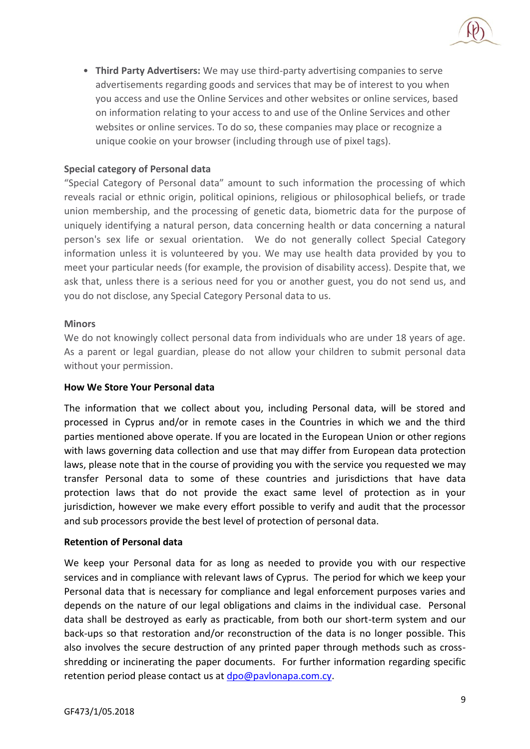- **Third Party Advertisers:** We may use third-party advertising companies to serve advertisements regarding goods and services that may be of interest to you when you access and use the Online Services and other websites or online services, based on information relating to your access to and use of the Online Services and other websites or online services. To do so, these companies may place or recognize a unique cookie on your browser (including through use of pixel tags).

**Special category of Personal data**

"Special Category of Personal data" amount to such information the processing of which reveals racial or ethnic origin, political opinions, religious or philosophical beliefs, or trade union membership, and the processing of genetic data, biometric data for the purpose of uniquely identifying a natural person, data concerning health or data concerning a natural person's sex life or sexual orientation. We do not generally collect Special Category information unless it is volunteered by you. We may use health data provided by you to meet your particular needs (for example, the provision of disability access). Despite that, we ask that, unless there is a serious need for you or another guest, you do not send us, and you do not disclose, any Special Category Personal data to us.

**Minors**

We do not knowingly collect personal data from individuals who are under 18 years of age. As a parent or legal guardian, please do not allow your children to submit personal data without your permission.

**How We Store Your Personal data**

The information that we collect about you, including Personal data, will be stored and processed in Cyprus and/or in remote cases in the Countries in which we and the third parties mentioned above operate. If you are located in the European Union or other regions with laws governing data collection and use that may differ from European data protection laws, please note that in the course of providing you with the service you requested we may transfer Personal data to some of these countries and jurisdictions that have data protection laws that do not provide the exact same level of protection as in your jurisdiction, however we make every effort possible to verify and audit that the processor and sub processors provide the best level of protection of personal data.

**Retention of Personal data**

We keep your Personal data for as long as needed to provide you with our respective services and in compliance with relevant laws of Cyprus. The period for which we keep your Personal data that is necessary for compliance and legal enforcement purposes varies and depends on the nature of our legal obligations and claims in the individual case. Personal data shall be destroyed as early as practicable, from both our short-term system and our back-ups so that restoration and/or reconstruction of the data is no longer possible. This also involves the secure destruction of any printed paper through methods such as cross-shredding or incinerating the paper documents. For further information regarding specific retention period please contact us at dpo@pavlonapa.com.cy.

GF473/1/05.2018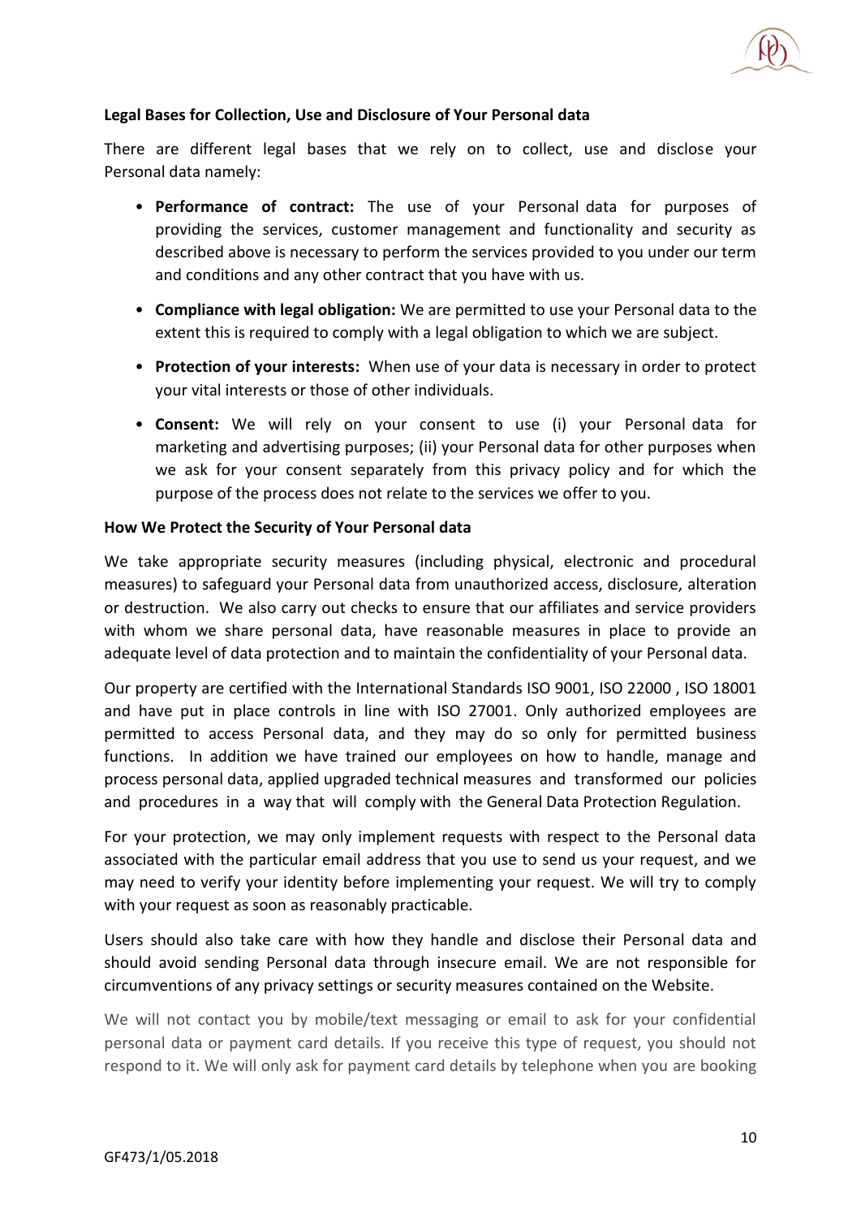**Legal Bases for Collection, Use and Disclosure of Your Personal data**

There are different legal bases that we rely on to collect, use and disclose your Personal data namely:

- **Performance of contract:** The use of your Personal data for purposes of providing the services, customer management and functionality and security as described above is necessary to perform the services provided to you under our term and conditions and any other contract that you have with us.
- **Compliance with legal obligation:** We are permitted to use your Personal data to the extent this is required to comply with a legal obligation to which we are subject.
- **Protection of your interests:** When use of your data is necessary in order to protect your vital interests or those of other individuals.
- **Consent:** We will rely on your consent to use (i) your Personal data for marketing and advertising purposes; (ii) your Personal data for other purposes when we ask for your consent separately from this privacy policy and for which the purpose of the process does not relate to the services we offer to you.

**How We Protect the Security of Your Personal data**

We take appropriate security measures (including physical, electronic and procedural measures) to safeguard your Personal data from unauthorized access, disclosure, alteration or destruction. We also carry out checks to ensure that our affiliates and service providers with whom we share personal data, have reasonable measures in place to provide an adequate level of data protection and to maintain the confidentiality of your Personal data.

Our property are certified with the International Standards ISO 9001, ISO 22000 , ISO 18001 and have put in place controls in line with ISO 27001. Only authorized employees are permitted to access Personal data, and they may do so only for permitted business functions. In addition we have trained our employees on how to handle, manage and process personal data, applied upgraded technical measures and transformed our policies and procedures in a way that will comply with the General Data Protection Regulation.

For your protection, we may only implement requests with respect to the Personal data associated with the particular email address that you use to send us your request, and we may need to verify your identity before implementing your request. We will try to comply with your request as soon as reasonably practicable.

Users should also take care with how they handle and disclose their Personal data and should avoid sending Personal data through insecure email. We are not responsible for circumventions of any privacy settings or security measures contained on the Website.

We will not contact you by mobile/text messaging or email to ask for your confidential personal data or payment card details. If you receive this type of request, you should not respond to it. We will only ask for payment card details by telephone when you are booking

GF473/1/05.2018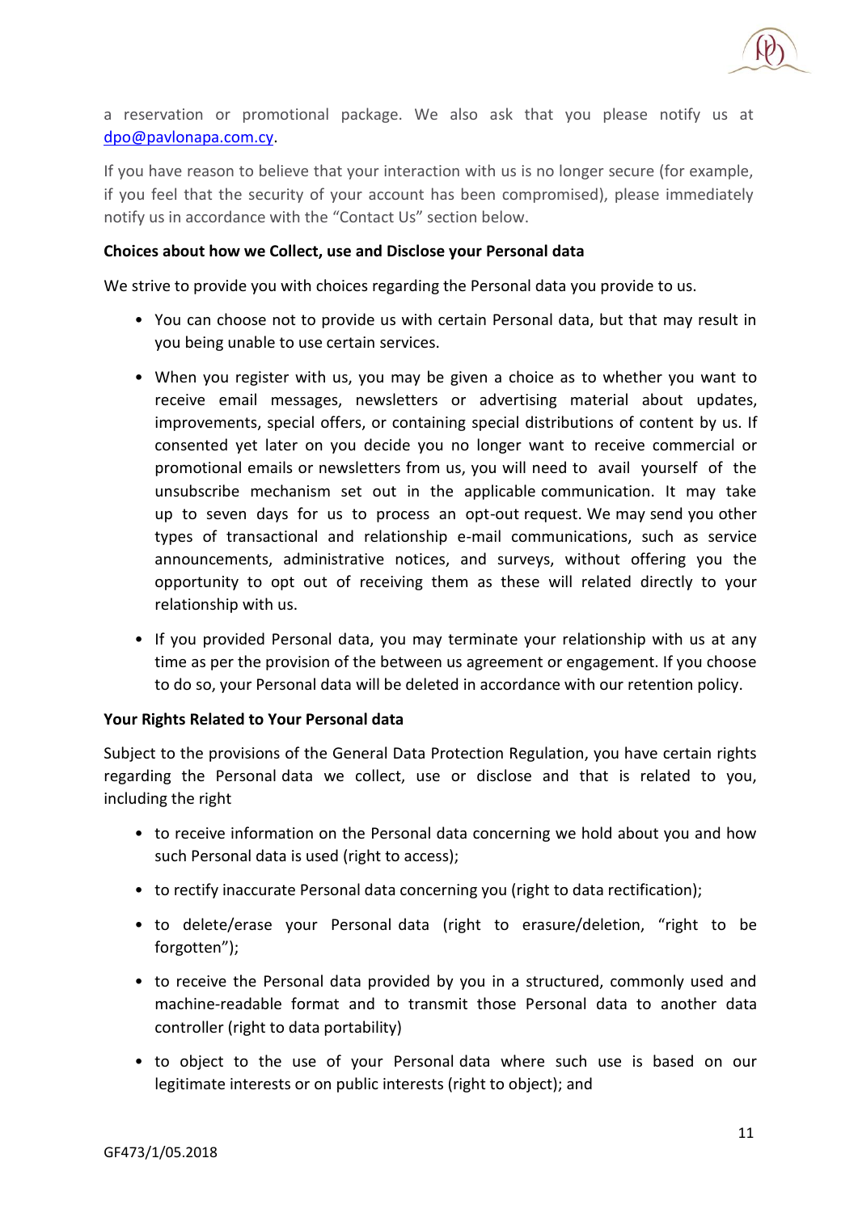a reservation or promotional package. We also ask that you please notify us at dpo@pavlonapa.com.cy.

If you have reason to believe that your interaction with us is no longer secure (for example, if you feel that the security of your account has been compromised), please immediately notify us in accordance with the "Contact Us" section below.

**Choices about how we Collect, use and Disclose your Personal data**

We strive to provide you with choices regarding the Personal data you provide to us.

- You can choose not to provide us with certain Personal data, but that may result in you being unable to use certain services.
- When you register with us, you may be given a choice as to whether you want to receive email messages, newsletters or advertising material about updates, improvements, special offers, or containing special distributions of content by us. If consented yet later on you decide you no longer want to receive commercial or promotional emails or newsletters from us, you will need to avail yourself of the unsubscribe mechanism set out in the applicable communication. It may take up to seven days for us to process an opt-out request. We may send you other types of transactional and relationship e-mail communications, such as service announcements, administrative notices, and surveys, without offering you the opportunity to opt out of receiving them as these will related directly to your relationship with us.
- If you provided Personal data, you may terminate your relationship with us at any time as per the provision of the between us agreement or engagement. If you choose to do so, your Personal data will be deleted in accordance with our retention policy.

**Your Rights Related to Your Personal data**

Subject to the provisions of the General Data Protection Regulation, you have certain rights regarding the Personal data we collect, use or disclose and that is related to you, including the right

- to receive information on the Personal data concerning we hold about you and how such Personal data is used (right to access);
- to rectify inaccurate Personal data concerning you (right to data rectification);
- to delete/erase your Personal data (right to erasure/deletion, "right to be forgotten");
- to receive the Personal data provided by you in a structured, commonly used and machine-readable format and to transmit those Personal data to another data controller (right to data portability)
- to object to the use of your Personal data where such use is based on our legitimate interests or on public interests (right to object); and

GF473/1/05.2018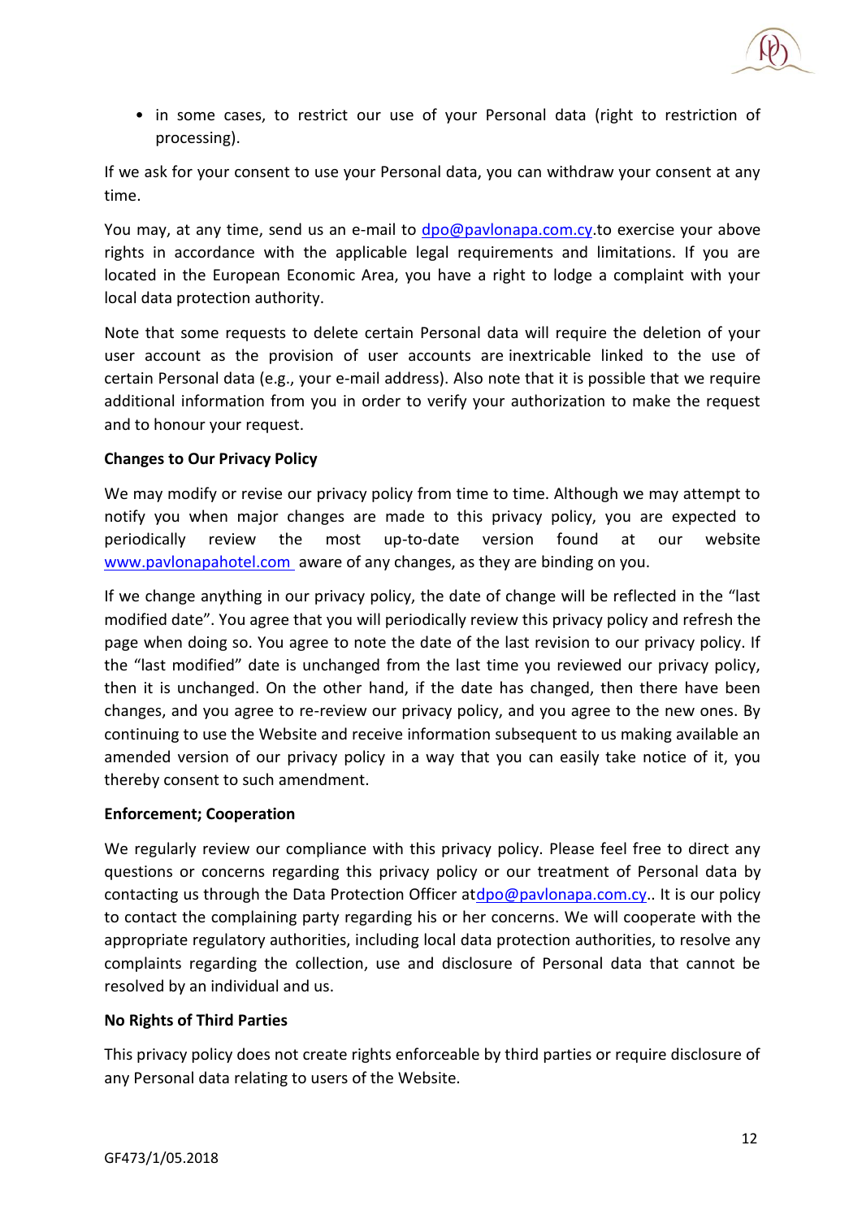- in some cases, to restrict our use of your Personal data (right to restriction of processing).

If we ask for your consent to use your Personal data, you can withdraw your consent at any time.

You may, at any time, send us an e-mail to dpo@pavlonapa.com.cy.to exercise your above rights in accordance with the applicable legal requirements and limitations. If you are located in the European Economic Area, you have a right to lodge a complaint with your local data protection authority.

Note that some requests to delete certain Personal data will require the deletion of your user account as the provision of user accounts are inextricable linked to the use of certain Personal data (e.g., your e-mail address). Also note that it is possible that we require additional information from you in order to verify your authorization to make the request and to honour your request.

**Changes to Our Privacy Policy**

We may modify or revise our privacy policy from time to time. Although we may attempt to notify you when major changes are made to this privacy policy, you are expected to periodically review the most up-to-date version found at our website www.pavlonapahotel.com aware of any changes, as they are binding on you.

If we change anything in our privacy policy, the date of change will be reflected in the "last modified date". You agree that you will periodically review this privacy policy and refresh the page when doing so. You agree to note the date of the last revision to our privacy policy. If the "last modified" date is unchanged from the last time you reviewed our privacy policy, then it is unchanged. On the other hand, if the date has changed, then there have been changes, and you agree to re-review our privacy policy, and you agree to the new ones. By continuing to use the Website and receive information subsequent to us making available an amended version of our privacy policy in a way that you can easily take notice of it, you thereby consent to such amendment.

**Enforcement; Cooperation**

We regularly review our compliance with this privacy policy. Please feel free to direct any questions or concerns regarding this privacy policy or our treatment of Personal data by contacting us through the Data Protection Officer atdpo@pavlonapa.com.cy.. It is our policy to contact the complaining party regarding his or her concerns. We will cooperate with the appropriate regulatory authorities, including local data protection authorities, to resolve any complaints regarding the collection, use and disclosure of Personal data that cannot be resolved by an individual and us.

**No Rights of Third Parties**

This privacy policy does not create rights enforceable by third parties or require disclosure of any Personal data relating to users of the Website.

GF473/1/05.2018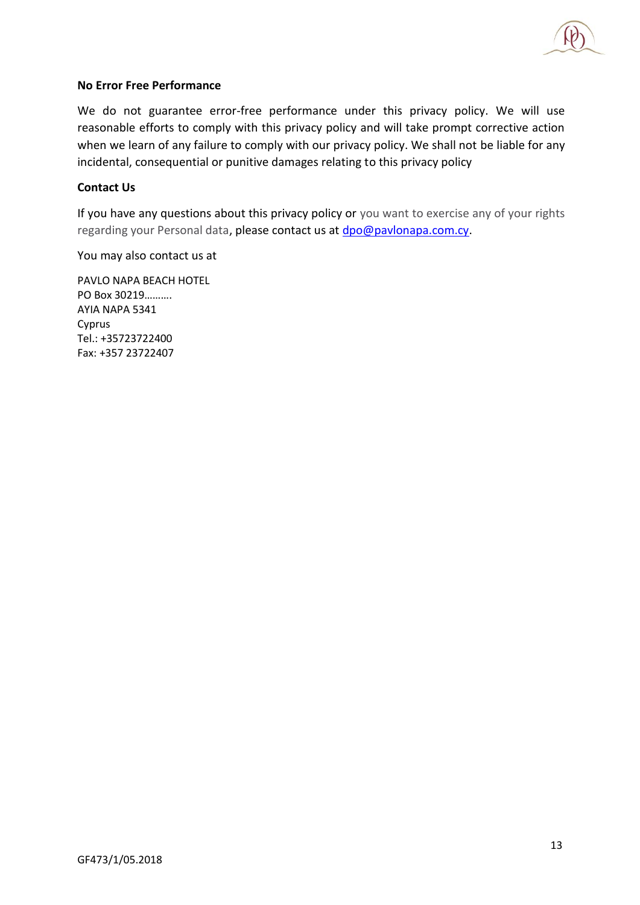**No Error Free Performance**

We do not guarantee error-free performance under this privacy policy. We will use reasonable efforts to comply with this privacy policy and will take prompt corrective action when we learn of any failure to comply with our privacy policy. We shall not be liable for any incidental, consequential or punitive damages relating to this privacy policy

**Contact Us**

If you have any questions about this privacy policy or you want to exercise any of your rights regarding your Personal data, please contact us at dpo@pavlonapa.com.cy.

You may also contact us at

PAVLO NAPA BEACH HOTEL  
PO Box 30219……….  
AYIA NAPA 5341  
Cyprus  
Tel.: +35723722400  
Fax: +357 23722407

GF473/1/05.2018